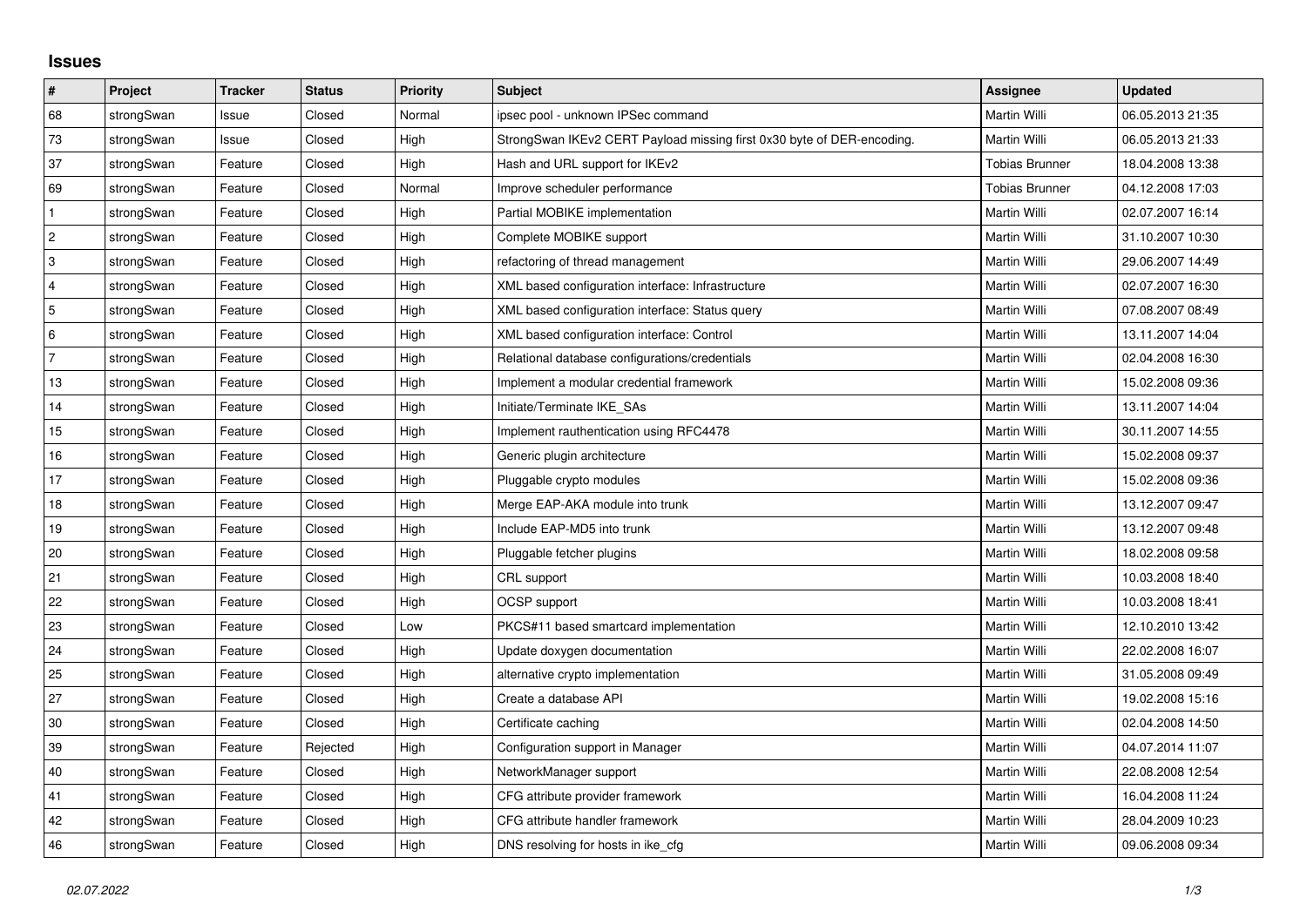## Issues

| # | Project | Tracker | Status | Priority | Subject | Assignee | Updated |
| --- | --- | --- | --- | --- | --- | --- | --- |
| 68 | strongSwan | Issue | Closed | Normal | ipsec pool - unknown IPSec command | Martin Willi | 06.05.2013 21:35 |
| 73 | strongSwan | Issue | Closed | High | StrongSwan IKEv2 CERT Payload missing first 0x30 byte of DER-encoding. | Martin Willi | 06.05.2013 21:33 |
| 37 | strongSwan | Feature | Closed | High | Hash and URL support for IKEv2 | Tobias Brunner | 18.04.2008 13:38 |
| 69 | strongSwan | Feature | Closed | Normal | Improve scheduler performance | Tobias Brunner | 04.12.2008 17:03 |
| 1 | strongSwan | Feature | Closed | High | Partial MOBIKE implementation | Martin Willi | 02.07.2007 16:14 |
| 2 | strongSwan | Feature | Closed | High | Complete MOBIKE support | Martin Willi | 31.10.2007 10:30 |
| 3 | strongSwan | Feature | Closed | High | refactoring of thread management | Martin Willi | 29.06.2007 14:49 |
| 4 | strongSwan | Feature | Closed | High | XML based configuration interface: Infrastructure | Martin Willi | 02.07.2007 16:30 |
| 5 | strongSwan | Feature | Closed | High | XML based configuration interface: Status query | Martin Willi | 07.08.2007 08:49 |
| 6 | strongSwan | Feature | Closed | High | XML based configuration interface: Control | Martin Willi | 13.11.2007 14:04 |
| 7 | strongSwan | Feature | Closed | High | Relational database configurations/credentials | Martin Willi | 02.04.2008 16:30 |
| 13 | strongSwan | Feature | Closed | High | Implement a modular credential framework | Martin Willi | 15.02.2008 09:36 |
| 14 | strongSwan | Feature | Closed | High | Initiate/Terminate IKE_SAs | Martin Willi | 13.11.2007 14:04 |
| 15 | strongSwan | Feature | Closed | High | Implement rauthentication using RFC4478 | Martin Willi | 30.11.2007 14:55 |
| 16 | strongSwan | Feature | Closed | High | Generic plugin architecture | Martin Willi | 15.02.2008 09:37 |
| 17 | strongSwan | Feature | Closed | High | Pluggable crypto modules | Martin Willi | 15.02.2008 09:36 |
| 18 | strongSwan | Feature | Closed | High | Merge EAP-AKA module into trunk | Martin Willi | 13.12.2007 09:47 |
| 19 | strongSwan | Feature | Closed | High | Include EAP-MD5 into trunk | Martin Willi | 13.12.2007 09:48 |
| 20 | strongSwan | Feature | Closed | High | Pluggable fetcher plugins | Martin Willi | 18.02.2008 09:58 |
| 21 | strongSwan | Feature | Closed | High | CRL support | Martin Willi | 10.03.2008 18:40 |
| 22 | strongSwan | Feature | Closed | High | OCSP support | Martin Willi | 10.03.2008 18:41 |
| 23 | strongSwan | Feature | Closed | Low | PKCS#11 based smartcard implementation | Martin Willi | 12.10.2010 13:42 |
| 24 | strongSwan | Feature | Closed | High | Update doxygen documentation | Martin Willi | 22.02.2008 16:07 |
| 25 | strongSwan | Feature | Closed | High | alternative crypto implementation | Martin Willi | 31.05.2008 09:49 |
| 27 | strongSwan | Feature | Closed | High | Create a database API | Martin Willi | 19.02.2008 15:16 |
| 30 | strongSwan | Feature | Closed | High | Certificate caching | Martin Willi | 02.04.2008 14:50 |
| 39 | strongSwan | Feature | Rejected | High | Configuration support in Manager | Martin Willi | 04.07.2014 11:07 |
| 40 | strongSwan | Feature | Closed | High | NetworkManager support | Martin Willi | 22.08.2008 12:54 |
| 41 | strongSwan | Feature | Closed | High | CFG attribute provider framework | Martin Willi | 16.04.2008 11:24 |
| 42 | strongSwan | Feature | Closed | High | CFG attribute handler framework | Martin Willi | 28.04.2009 10:23 |
| 46 | strongSwan | Feature | Closed | High | DNS resolving for hosts in ike_cfg | Martin Willi | 09.06.2008 09:34 |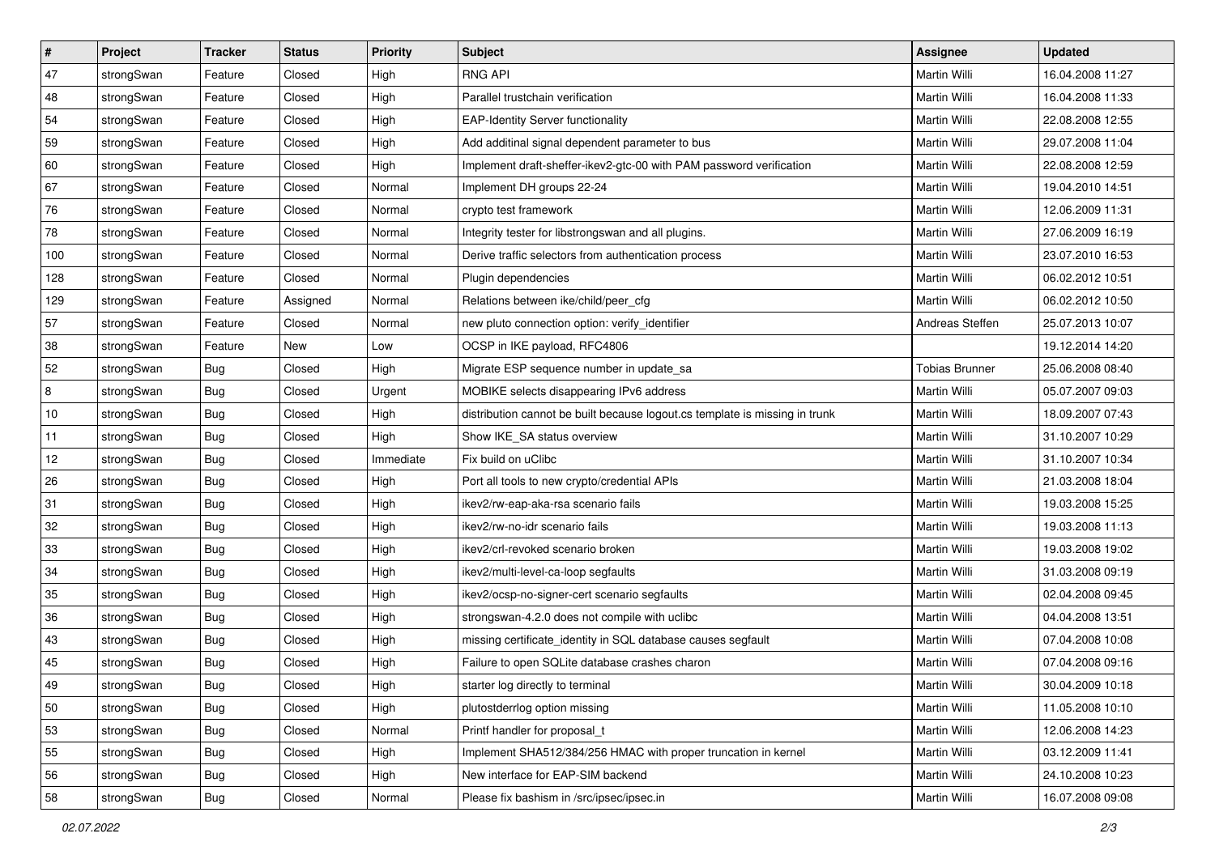| # | Project | Tracker | Status | Priority | Subject | Assignee | Updated |
|---|---|---|---|---|---|---|---|
| 47 | strongSwan | Feature | Closed | High | RNG API | Martin Willi | 16.04.2008 11:27 |
| 48 | strongSwan | Feature | Closed | High | Parallel trustchain verification | Martin Willi | 16.04.2008 11:33 |
| 54 | strongSwan | Feature | Closed | High | EAP-Identity Server functionality | Martin Willi | 22.08.2008 12:55 |
| 59 | strongSwan | Feature | Closed | High | Add additinal signal dependent parameter to bus | Martin Willi | 29.07.2008 11:04 |
| 60 | strongSwan | Feature | Closed | High | Implement draft-sheffer-ikev2-gtc-00 with PAM password verification | Martin Willi | 22.08.2008 12:59 |
| 67 | strongSwan | Feature | Closed | Normal | Implement DH groups 22-24 | Martin Willi | 19.04.2010 14:51 |
| 76 | strongSwan | Feature | Closed | Normal | crypto test framework | Martin Willi | 12.06.2009 11:31 |
| 78 | strongSwan | Feature | Closed | Normal | Integrity tester for libstrongswan and all plugins. | Martin Willi | 27.06.2009 16:19 |
| 100 | strongSwan | Feature | Closed | Normal | Derive traffic selectors from authentication process | Martin Willi | 23.07.2010 16:53 |
| 128 | strongSwan | Feature | Closed | Normal | Plugin dependencies | Martin Willi | 06.02.2012 10:51 |
| 129 | strongSwan | Feature | Assigned | Normal | Relations between ike/child/peer_cfg | Martin Willi | 06.02.2012 10:50 |
| 57 | strongSwan | Feature | Closed | Normal | new pluto connection option: verify_identifier | Andreas Steffen | 25.07.2013 10:07 |
| 38 | strongSwan | Feature | New | Low | OCSP in IKE payload, RFC4806 | | 19.12.2014 14:20 |
| 52 | strongSwan | Bug | Closed | High | Migrate ESP sequence number in update_sa | Tobias Brunner | 25.06.2008 08:40 |
| 8 | strongSwan | Bug | Closed | Urgent | MOBIKE selects disappearing IPv6 address | Martin Willi | 05.07.2007 09:03 |
| 10 | strongSwan | Bug | Closed | High | distribution cannot be built because logout.cs template is missing in trunk | Martin Willi | 18.09.2007 07:43 |
| 11 | strongSwan | Bug | Closed | High | Show IKE_SA status overview | Martin Willi | 31.10.2007 10:29 |
| 12 | strongSwan | Bug | Closed | Immediate | Fix build on uClibc | Martin Willi | 31.10.2007 10:34 |
| 26 | strongSwan | Bug | Closed | High | Port all tools to new crypto/credential APIs | Martin Willi | 21.03.2008 18:04 |
| 31 | strongSwan | Bug | Closed | High | ikev2/rw-eap-aka-rsa scenario fails | Martin Willi | 19.03.2008 15:25 |
| 32 | strongSwan | Bug | Closed | High | ikev2/rw-no-idr scenario fails | Martin Willi | 19.03.2008 11:13 |
| 33 | strongSwan | Bug | Closed | High | ikev2/crl-revoked scenario broken | Martin Willi | 19.03.2008 19:02 |
| 34 | strongSwan | Bug | Closed | High | ikev2/multi-level-ca-loop segfaults | Martin Willi | 31.03.2008 09:19 |
| 35 | strongSwan | Bug | Closed | High | ikev2/ocsp-no-signer-cert scenario segfaults | Martin Willi | 02.04.2008 09:45 |
| 36 | strongSwan | Bug | Closed | High | strongswan-4.2.0 does not compile with uclibc | Martin Willi | 04.04.2008 13:51 |
| 43 | strongSwan | Bug | Closed | High | missing certificate_identity in SQL database causes segfault | Martin Willi | 07.04.2008 10:08 |
| 45 | strongSwan | Bug | Closed | High | Failure to open SQLite database crashes charon | Martin Willi | 07.04.2008 09:16 |
| 49 | strongSwan | Bug | Closed | High | starter log directly to terminal | Martin Willi | 30.04.2009 10:18 |
| 50 | strongSwan | Bug | Closed | High | plutostderrlog option missing | Martin Willi | 11.05.2008 10:10 |
| 53 | strongSwan | Bug | Closed | Normal | Printf handler for proposal_t | Martin Willi | 12.06.2008 14:23 |
| 55 | strongSwan | Bug | Closed | High | Implement SHA512/384/256 HMAC with proper truncation in kernel | Martin Willi | 03.12.2009 11:41 |
| 56 | strongSwan | Bug | Closed | High | New interface for EAP-SIM backend | Martin Willi | 24.10.2008 10:23 |
| 58 | strongSwan | Bug | Closed | Normal | Please fix bashism in /src/ipsec/ipsec.in | Martin Willi | 16.07.2008 09:08 |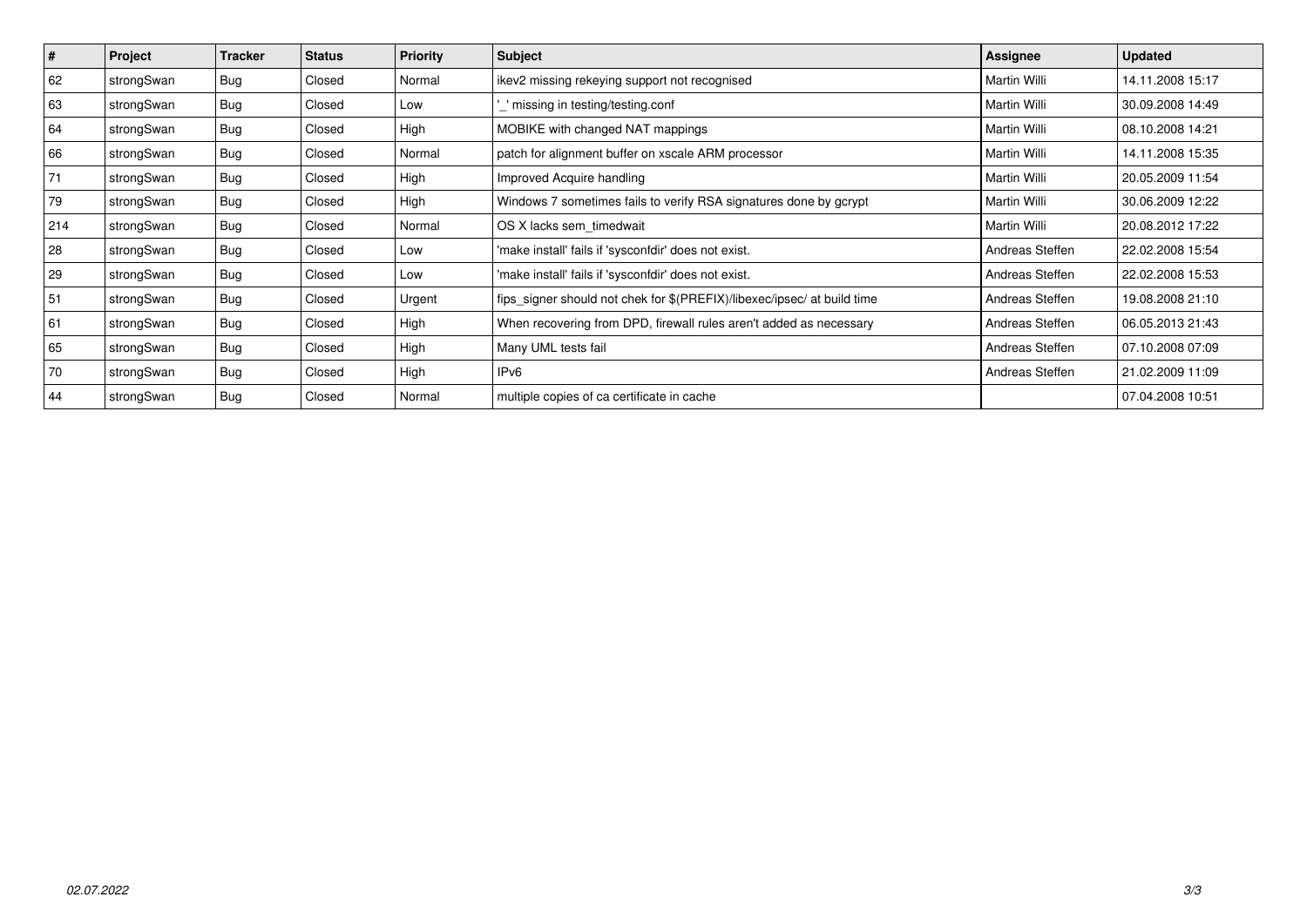| # | Project | Tracker | Status | Priority | Subject | Assignee | Updated |
|---|---|---|---|---|---|---|---|
| 62 | strongSwan | Bug | Closed | Normal | ikev2 missing rekeying support not recognised | Martin Willi | 14.11.2008 15:17 |
| 63 | strongSwan | Bug | Closed | Low | '_' missing in testing/testing.conf | Martin Willi | 30.09.2008 14:49 |
| 64 | strongSwan | Bug | Closed | High | MOBIKE with changed NAT mappings | Martin Willi | 08.10.2008 14:21 |
| 66 | strongSwan | Bug | Closed | Normal | patch for alignment buffer on xscale ARM processor | Martin Willi | 14.11.2008 15:35 |
| 71 | strongSwan | Bug | Closed | High | Improved Acquire handling | Martin Willi | 20.05.2009 11:54 |
| 79 | strongSwan | Bug | Closed | High | Windows 7 sometimes fails to verify RSA signatures done by gcrypt | Martin Willi | 30.06.2009 12:22 |
| 214 | strongSwan | Bug | Closed | Normal | OS X lacks sem_timedwait | Martin Willi | 20.08.2012 17:22 |
| 28 | strongSwan | Bug | Closed | Low | 'make install' fails if 'sysconfdir' does not exist. | Andreas Steffen | 22.02.2008 15:54 |
| 29 | strongSwan | Bug | Closed | Low | 'make install' fails if 'sysconfdir' does not exist. | Andreas Steffen | 22.02.2008 15:53 |
| 51 | strongSwan | Bug | Closed | Urgent | fips_signer should not chek for $(PREFIX)/libexec/ipsec/ at build time | Andreas Steffen | 19.08.2008 21:10 |
| 61 | strongSwan | Bug | Closed | High | When recovering from DPD, firewall rules aren't added as necessary | Andreas Steffen | 06.05.2013 21:43 |
| 65 | strongSwan | Bug | Closed | High | Many UML tests fail | Andreas Steffen | 07.10.2008 07:09 |
| 70 | strongSwan | Bug | Closed | High | IPv6 | Andreas Steffen | 21.02.2009 11:09 |
| 44 | strongSwan | Bug | Closed | Normal | multiple copies of ca certificate in cache | | 07.04.2008 10:51 |